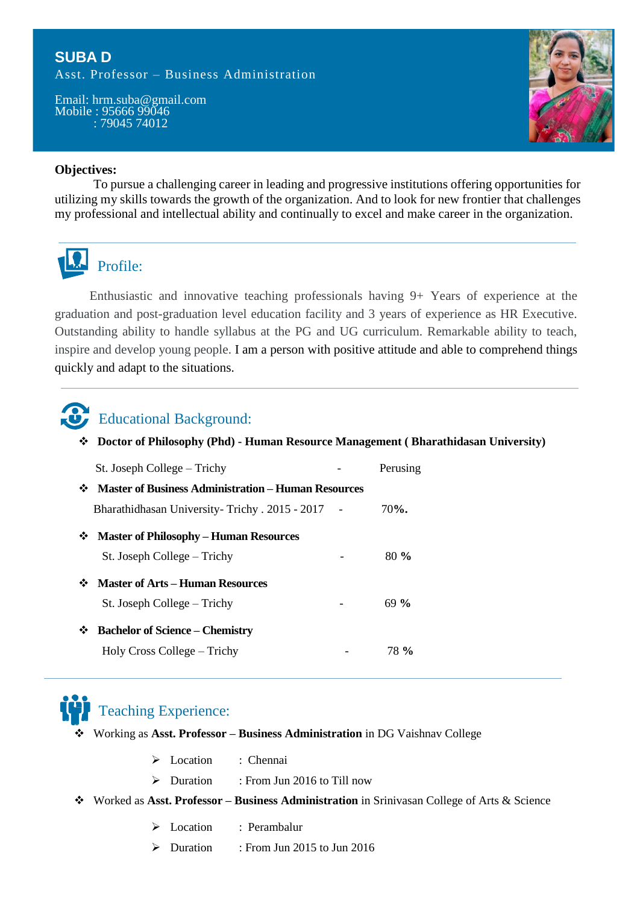# SUBA D

Asst. Professor – Business Administration

Email: hrm.suba@gmail.com
Mobile : 95666 99046
: 79045 74012

**Objectives:**

To pursue a challenging career in leading and progressive institutions offering opportunities for utilizing my skills towards the growth of the organization. And to look for new frontier that challenges my professional and intellectual ability and continually to excel and make career in the organization.

## Profile:

Enthusiastic and innovative teaching professionals having 9+ Years of experience at the graduation and post-graduation level education facility and 3 years of experience as HR Executive. Outstanding ability to handle syllabus at the PG and UG curriculum. Remarkable ability to teach, inspire and develop young people. I am a person with positive attitude and able to comprehend things quickly and adapt to the situations.

## Educational Background:

- **Doctor of Philosophy (Phd) - Human Resource Management ( Bharathidasan University)**
  St. Joseph College – Trichy - Perusing
- **Master of Business Administration – Human Resources**
  Bharathidhasan University- Trichy . 2015 - 2017 - 70%.
- **Master of Philosophy – Human Resources**
  St. Joseph College – Trichy - 80 %
- **Master of Arts – Human Resources**
  St. Joseph College – Trichy - 69 %
- **Bachelor of Science – Chemistry**
  Holy Cross College – Trichy - 78 %

## Teaching Experience:

- Working as **Asst. Professor – Business Administration** in DG Vaishnav College
  - Location : Chennai
  - Duration : From Jun 2016 to Till now
- Worked as **Asst. Professor – Business Administration** in Srinivasan College of Arts & Science
  - Location : Perambalur
  - Duration : From Jun 2015 to Jun 2016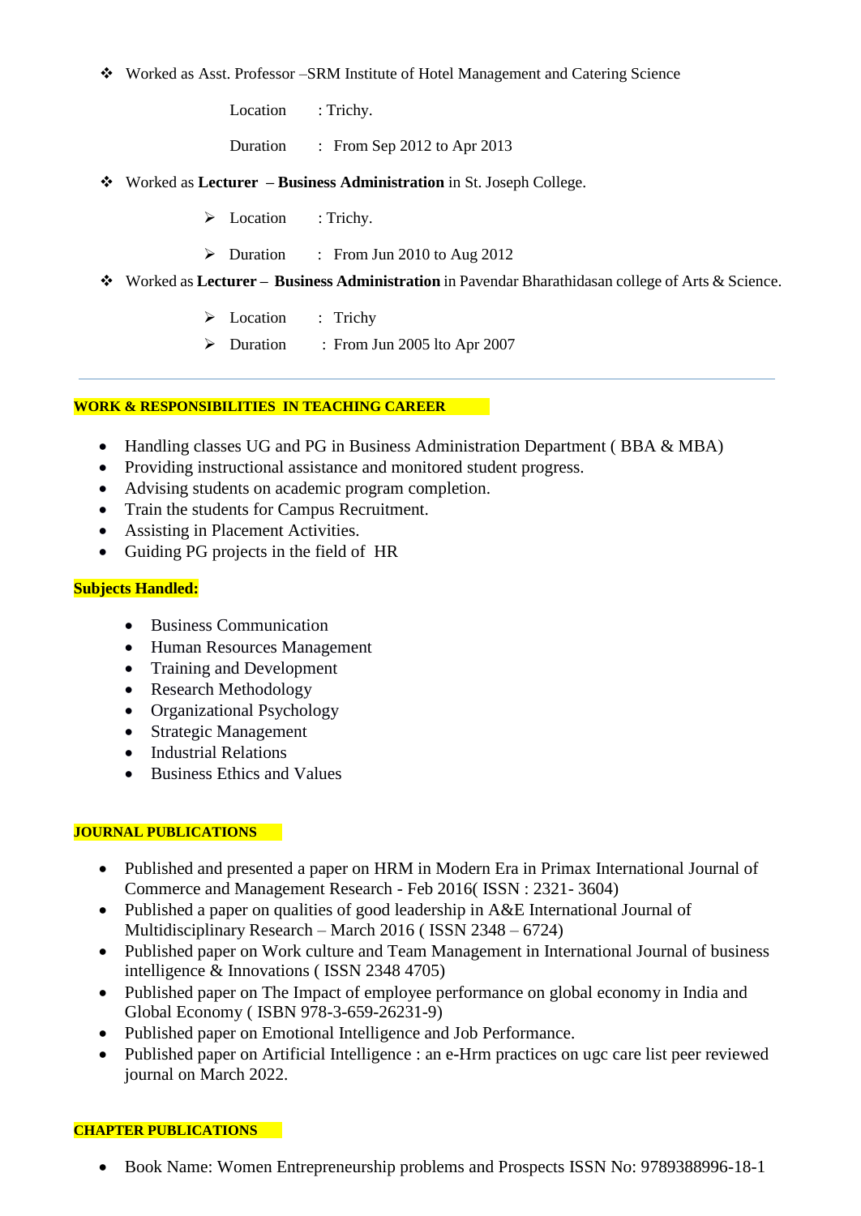- Worked as Asst. Professor –SRM Institute of Hotel Management and Catering Science

  Location : Trichy.

  Duration : From Sep 2012 to Apr 2013

- Worked as **Lecturer – Business Administration** in St. Joseph College.

  - Location : Trichy.
  - Duration : From Jun 2010 to Aug 2012

- Worked as **Lecturer – Business Administration** in Pavendar Bharathidasan college of Arts & Science.

  - Location : Trichy
  - Duration : From Jun 2005 lto Apr 2007

---

**WORK & RESPONSIBILITIES IN TEACHING CAREER**

- Handling classes UG and PG in Business Administration Department ( BBA & MBA)
- Providing instructional assistance and monitored student progress.
- Advising students on academic program completion.
- Train the students for Campus Recruitment.
- Assisting in Placement Activities.
- Guiding PG projects in the field of HR

**Subjects Handled:**

- Business Communication
- Human Resources Management
- Training and Development
- Research Methodology
- Organizational Psychology
- Strategic Management
- Industrial Relations
- Business Ethics and Values

**JOURNAL PUBLICATIONS**

- Published and presented a paper on HRM in Modern Era in Primax International Journal of Commerce and Management Research - Feb 2016( ISSN : 2321- 3604)
- Published a paper on qualities of good leadership in A&E International Journal of Multidisciplinary Research – March 2016 ( ISSN 2348 – 6724)
- Published paper on Work culture and Team Management in International Journal of business intelligence & Innovations ( ISSN 2348 4705)
- Published paper on The Impact of employee performance on global economy in India and Global Economy ( ISBN 978-3-659-26231-9)
- Published paper on Emotional Intelligence and Job Performance.
- Published paper on Artificial Intelligence : an e-Hrm practices on ugc care list peer reviewed journal on March 2022.

**CHAPTER PUBLICATIONS**

- Book Name: Women Entrepreneurship problems and Prospects ISSN No: 9789388996-18-1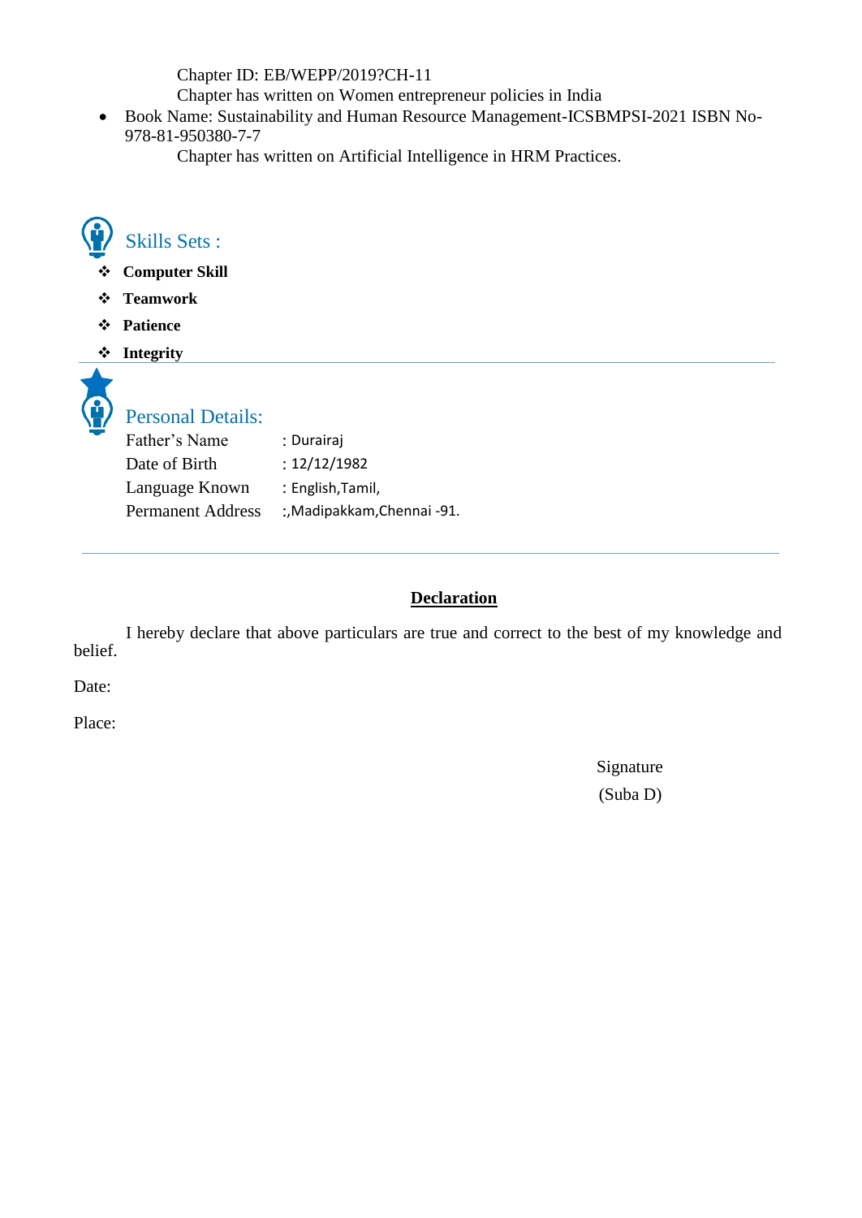Chapter ID: EB/WEPP/2019?CH-11

Chapter has written on Women entrepreneur policies in India

- Book Name: Sustainability and Human Resource Management-ICSBMPSI-2021 ISBN No-978-81-950380-7-7

  Chapter has written on Artificial Intelligence in HRM Practices.

## Skills Sets :

- **Computer Skill**
- **Teamwork**
- **Patience**
- **Integrity**

---

## Personal Details:

| | |
|---|---|
| Father's Name | : Durairaj |
| Date of Birth | : 12/12/1982 |
| Language Known | : English,Tamil, |
| Permanent Address | :,Madipakkam,Chennai -91. |

---

**Declaration**

I hereby declare that above particulars are true and correct to the best of my knowledge and belief.

Date:

Place:

Signature

(Suba D)